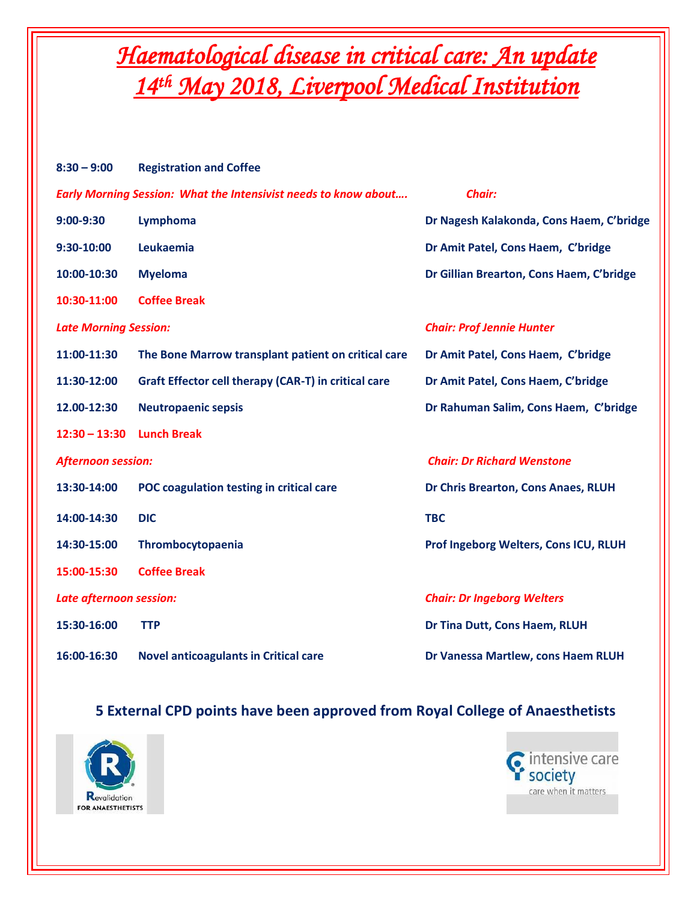# *Haematological disease in critical care: An update*
# *14th May 2018, Liverpool Medical Institution*

| | | |
|---|---|---|
| **8:30 – 9:00** | **Registration and Coffee** | |
| ***Early Morning Session: What the Intensivist needs to know about….*** | | ***Chair:*** |
| **9:00-9:30** | **Lymphoma** | **Dr Nagesh Kalakonda, Cons Haem, C'bridge** |
| **9:30-10:00** | **Leukaemia** | **Dr Amit Patel, Cons Haem, C'bridge** |
| **10:00-10:30** | **Myeloma** | **Dr Gillian Brearton, Cons Haem, C'bridge** |
| **10:30-11:00** | **Coffee Break** | |
| ***Late Morning Session:*** | | ***Chair: Prof Jennie Hunter*** |
| **11:00-11:30** | **The Bone Marrow transplant patient on critical care** | **Dr Amit Patel, Cons Haem, C'bridge** |
| **11:30-12:00** | **Graft Effector cell therapy (CAR-T) in critical care** | **Dr Amit Patel, Cons Haem, C'bridge** |
| **12.00-12:30** | **Neutropaenic sepsis** | **Dr Rahuman Salim, Cons Haem, C'bridge** |
| **12:30 – 13:30** | **Lunch Break** | |
| ***Afternoon session:*** | | ***Chair: Dr Richard Wenstone*** |
| **13:30-14:00** | **POC coagulation testing in critical care** | **Dr Chris Brearton, Cons Anaes, RLUH** |
| **14:00-14:30** | **DIC** | **TBC** |
| **14:30-15:00** | **Thrombocytopaenia** | **Prof Ingeborg Welters, Cons ICU, RLUH** |
| **15:00-15:30** | **Coffee Break** | |
| ***Late afternoon session:*** | | ***Chair: Dr Ingeborg Welters*** |
| **15:30-16:00** | **TTP** | **Dr Tina Dutt, Cons Haem, RLUH** |
| **16:00-16:30** | **Novel anticoagulants in Critical care** | **Dr Vanessa Martlew, cons Haem RLUH** |

**5 External CPD points have been approved from Royal College of Anaesthetists**

Revalidation FOR ANAESTHETISTS

intensive care society
care when it matters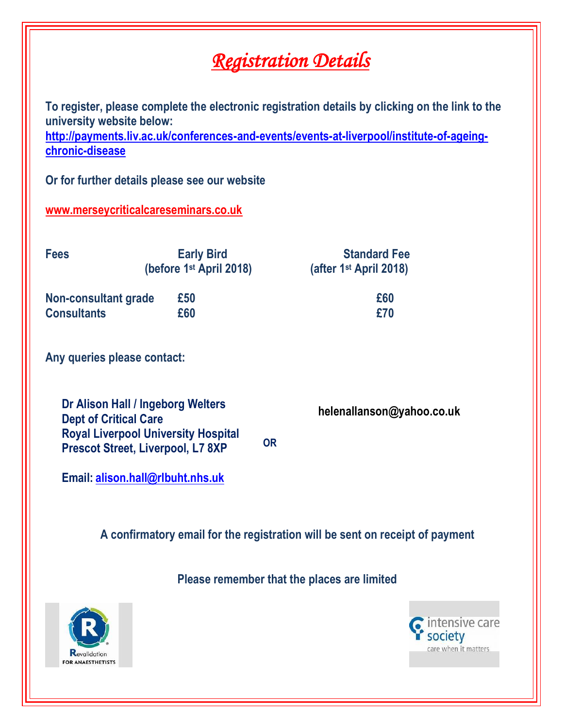# *Registration Details*

**To register, please complete the electronic registration details by clicking on the link to the university website below:**
**http://payments.liv.ac.uk/conferences-and-events/events-at-liverpool/institute-of-ageing-chronic-disease**

**Or for further details please see our website**

**www.merseycriticalcareseminars.co.uk**

| Fees | Early Bird (before 1st April 2018) | Standard Fee (after 1st April 2018) |
|---|---|---|
| Non-consultant grade | £50 | £60 |
| Consultants | £60 | £70 |

**Any queries please contact:**

**Dr Alison Hall / Ingeborg Welters**
**Dept of Critical Care**
**Royal Liverpool University Hospital**
**Prescot Street, Liverpool, L7 8XP**

**Email: alison.hall@rlbuht.nhs.uk**

**OR**

**helenallanson@yahoo.co.uk**

**A confirmatory email for the registration will be sent on receipt of payment**

**Please remember that the places are limited**

Revalidation FOR ANAESTHETISTS

intensive care society
care when it matters